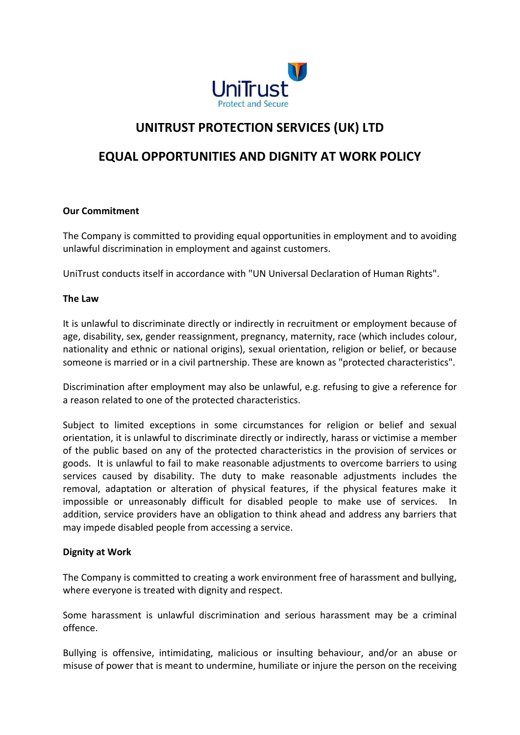# UNITRUST PROTECTION SERVICES (UK) LTD

# EQUAL OPPORTUNITIES AND DIGNITY AT WORK POLICY

**Our Commitment**

The Company is committed to providing equal opportunities in employment and to avoiding unlawful discrimination in employment and against customers.

UniTrust conducts itself in accordance with "UN Universal Declaration of Human Rights".

**The Law**

It is unlawful to discriminate directly or indirectly in recruitment or employment because of age, disability, sex, gender reassignment, pregnancy, maternity, race (which includes colour, nationality and ethnic or national origins), sexual orientation, religion or belief, or because someone is married or in a civil partnership. These are known as "protected characteristics".

Discrimination after employment may also be unlawful, e.g. refusing to give a reference for a reason related to one of the protected characteristics.

Subject to limited exceptions in some circumstances for religion or belief and sexual orientation, it is unlawful to discriminate directly or indirectly, harass or victimise a member of the public based on any of the protected characteristics in the provision of services or goods. It is unlawful to fail to make reasonable adjustments to overcome barriers to using services caused by disability. The duty to make reasonable adjustments includes the removal, adaptation or alteration of physical features, if the physical features make it impossible or unreasonably difficult for disabled people to make use of services. In addition, service providers have an obligation to think ahead and address any barriers that may impede disabled people from accessing a service.

**Dignity at Work**

The Company is committed to creating a work environment free of harassment and bullying, where everyone is treated with dignity and respect.

Some harassment is unlawful discrimination and serious harassment may be a criminal offence.

Bullying is offensive, intimidating, malicious or insulting behaviour, and/or an abuse or misuse of power that is meant to undermine, humiliate or injure the person on the receiving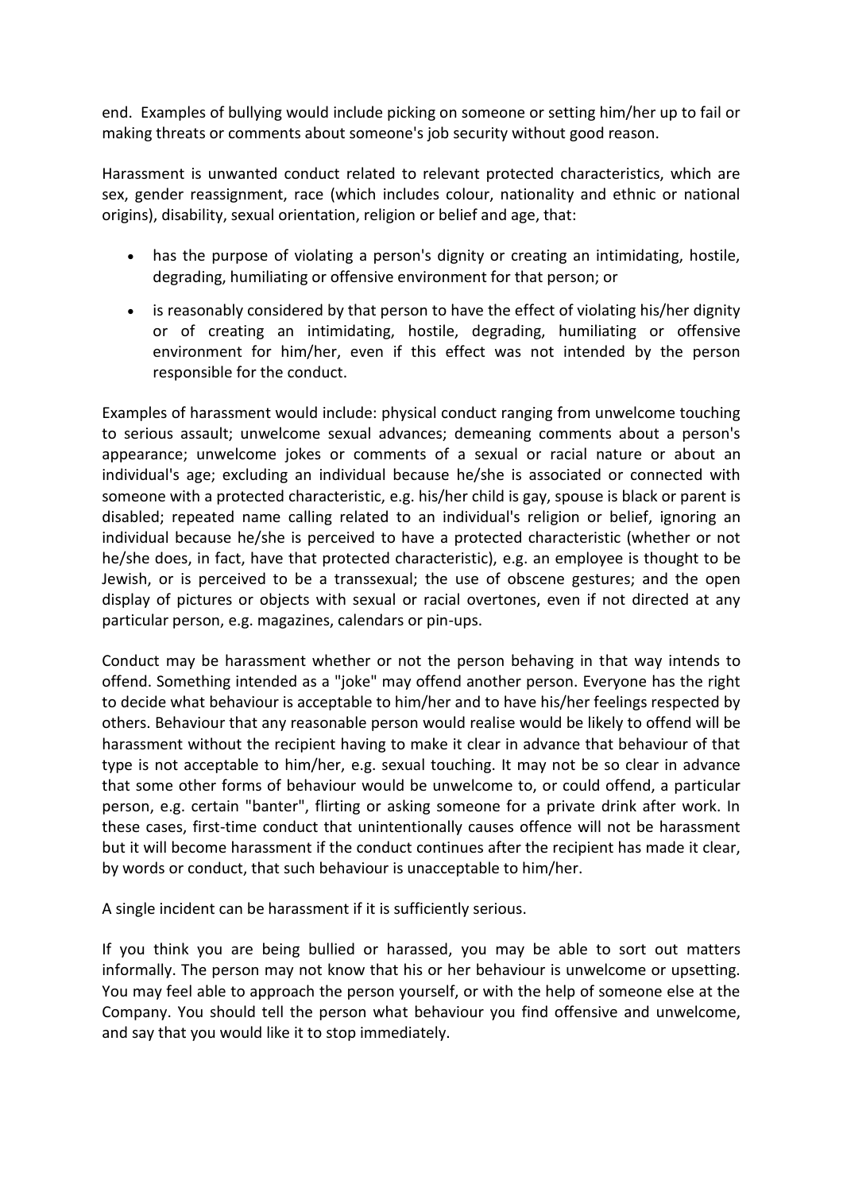end. Examples of bullying would include picking on someone or setting him/her up to fail or making threats or comments about someone's job security without good reason.

Harassment is unwanted conduct related to relevant protected characteristics, which are sex, gender reassignment, race (which includes colour, nationality and ethnic or national origins), disability, sexual orientation, religion or belief and age, that:

- has the purpose of violating a person's dignity or creating an intimidating, hostile, degrading, humiliating or offensive environment for that person; or
- is reasonably considered by that person to have the effect of violating his/her dignity or of creating an intimidating, hostile, degrading, humiliating or offensive environment for him/her, even if this effect was not intended by the person responsible for the conduct.

Examples of harassment would include: physical conduct ranging from unwelcome touching to serious assault; unwelcome sexual advances; demeaning comments about a person's appearance; unwelcome jokes or comments of a sexual or racial nature or about an individual's age; excluding an individual because he/she is associated or connected with someone with a protected characteristic, e.g. his/her child is gay, spouse is black or parent is disabled; repeated name calling related to an individual's religion or belief, ignoring an individual because he/she is perceived to have a protected characteristic (whether or not he/she does, in fact, have that protected characteristic), e.g. an employee is thought to be Jewish, or is perceived to be a transsexual; the use of obscene gestures; and the open display of pictures or objects with sexual or racial overtones, even if not directed at any particular person, e.g. magazines, calendars or pin-ups.

Conduct may be harassment whether or not the person behaving in that way intends to offend. Something intended as a "joke" may offend another person. Everyone has the right to decide what behaviour is acceptable to him/her and to have his/her feelings respected by others. Behaviour that any reasonable person would realise would be likely to offend will be harassment without the recipient having to make it clear in advance that behaviour of that type is not acceptable to him/her, e.g. sexual touching. It may not be so clear in advance that some other forms of behaviour would be unwelcome to, or could offend, a particular person, e.g. certain "banter", flirting or asking someone for a private drink after work. In these cases, first-time conduct that unintentionally causes offence will not be harassment but it will become harassment if the conduct continues after the recipient has made it clear, by words or conduct, that such behaviour is unacceptable to him/her.

A single incident can be harassment if it is sufficiently serious.

If you think you are being bullied or harassed, you may be able to sort out matters informally. The person may not know that his or her behaviour is unwelcome or upsetting. You may feel able to approach the person yourself, or with the help of someone else at the Company. You should tell the person what behaviour you find offensive and unwelcome, and say that you would like it to stop immediately.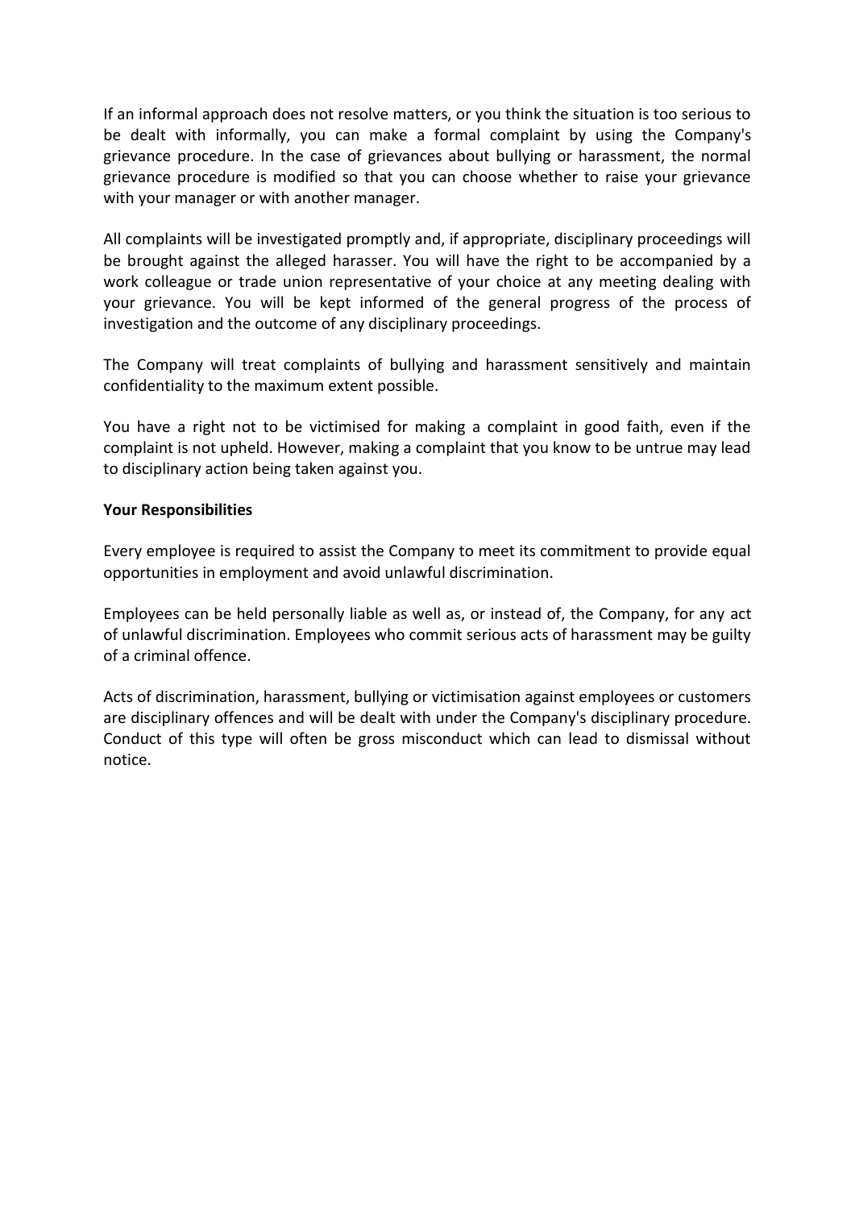If an informal approach does not resolve matters, or you think the situation is too serious to be dealt with informally, you can make a formal complaint by using the Company's grievance procedure. In the case of grievances about bullying or harassment, the normal grievance procedure is modified so that you can choose whether to raise your grievance with your manager or with another manager.

All complaints will be investigated promptly and, if appropriate, disciplinary proceedings will be brought against the alleged harasser. You will have the right to be accompanied by a work colleague or trade union representative of your choice at any meeting dealing with your grievance. You will be kept informed of the general progress of the process of investigation and the outcome of any disciplinary proceedings.

The Company will treat complaints of bullying and harassment sensitively and maintain confidentiality to the maximum extent possible.

You have a right not to be victimised for making a complaint in good faith, even if the complaint is not upheld. However, making a complaint that you know to be untrue may lead to disciplinary action being taken against you.

**Your Responsibilities**

Every employee is required to assist the Company to meet its commitment to provide equal opportunities in employment and avoid unlawful discrimination.

Employees can be held personally liable as well as, or instead of, the Company, for any act of unlawful discrimination. Employees who commit serious acts of harassment may be guilty of a criminal offence.

Acts of discrimination, harassment, bullying or victimisation against employees or customers are disciplinary offences and will be dealt with under the Company's disciplinary procedure. Conduct of this type will often be gross misconduct which can lead to dismissal without notice.